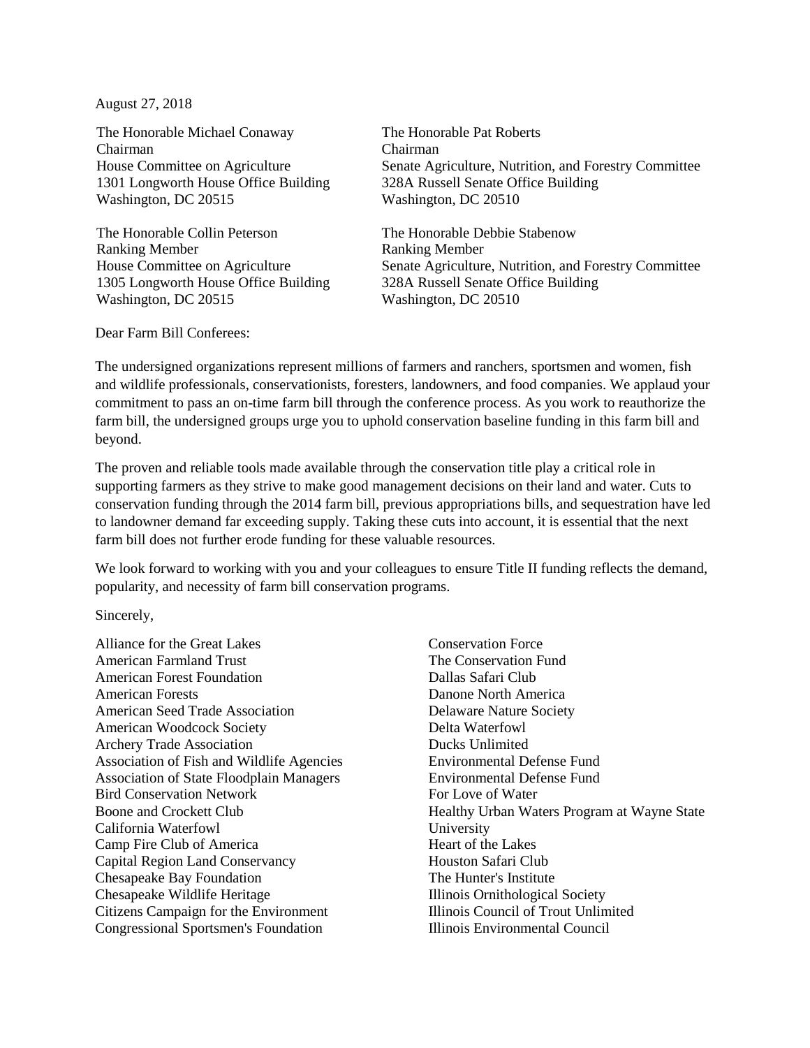August 27, 2018

The Honorable Michael Conaway
Chairman
House Committee on Agriculture
1301 Longworth House Office Building
Washington, DC 20515

The Honorable Pat Roberts
Chairman
Senate Agriculture, Nutrition, and Forestry Committee
328A Russell Senate Office Building
Washington, DC 20510

The Honorable Collin Peterson
Ranking Member
House Committee on Agriculture
1305 Longworth House Office Building
Washington, DC 20515

The Honorable Debbie Stabenow
Ranking Member
Senate Agriculture, Nutrition, and Forestry Committee
328A Russell Senate Office Building
Washington, DC 20510

Dear Farm Bill Conferees:

The undersigned organizations represent millions of farmers and ranchers, sportsmen and women, fish and wildlife professionals, conservationists, foresters, landowners, and food companies. We applaud your commitment to pass an on-time farm bill through the conference process. As you work to reauthorize the farm bill, the undersigned groups urge you to uphold conservation baseline funding in this farm bill and beyond.

The proven and reliable tools made available through the conservation title play a critical role in supporting farmers as they strive to make good management decisions on their land and water. Cuts to conservation funding through the 2014 farm bill, previous appropriations bills, and sequestration have led to landowner demand far exceeding supply. Taking these cuts into account, it is essential that the next farm bill does not further erode funding for these valuable resources.

We look forward to working with you and your colleagues to ensure Title II funding reflects the demand, popularity, and necessity of farm bill conservation programs.

Sincerely,

Alliance for the Great Lakes
American Farmland Trust
American Forest Foundation
American Forests
American Seed Trade Association
American Woodcock Society
Archery Trade Association
Association of Fish and Wildlife Agencies
Association of State Floodplain Managers
Bird Conservation Network
Boone and Crockett Club
California Waterfowl
Camp Fire Club of America
Capital Region Land Conservancy
Chesapeake Bay Foundation
Chesapeake Wildlife Heritage
Citizens Campaign for the Environment
Congressional Sportsmen's Foundation
Conservation Force
The Conservation Fund
Dallas Safari Club
Danone North America
Delaware Nature Society
Delta Waterfowl
Ducks Unlimited
Environmental Defense Fund
Environmental Defense Fund
For Love of Water
Healthy Urban Waters Program at Wayne State University
Heart of the Lakes
Houston Safari Club
The Hunter's Institute
Illinois Ornithological Society
Illinois Council of Trout Unlimited
Illinois Environmental Council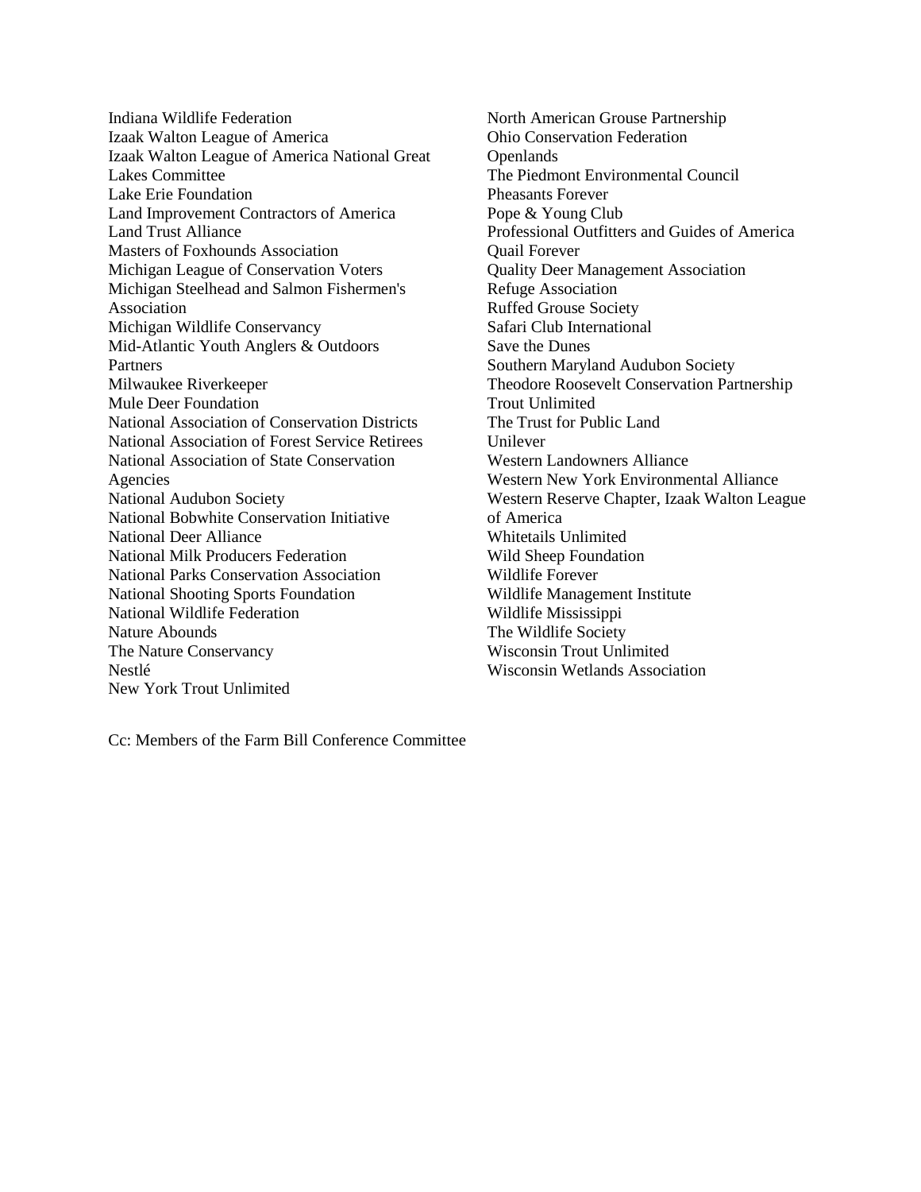Indiana Wildlife Federation
Izaak Walton League of America
Izaak Walton League of America National Great Lakes Committee
Lake Erie Foundation
Land Improvement Contractors of America
Land Trust Alliance
Masters of Foxhounds Association
Michigan League of Conservation Voters
Michigan Steelhead and Salmon Fishermen's Association
Michigan Wildlife Conservancy
Mid-Atlantic Youth Anglers & Outdoors Partners
Milwaukee Riverkeeper
Mule Deer Foundation
National Association of Conservation Districts
National Association of Forest Service Retirees
National Association of State Conservation Agencies
National Audubon Society
National Bobwhite Conservation Initiative
National Deer Alliance
National Milk Producers Federation
National Parks Conservation Association
National Shooting Sports Foundation
National Wildlife Federation
Nature Abounds
The Nature Conservancy
Nestlé
New York Trout Unlimited
North American Grouse Partnership
Ohio Conservation Federation
Openlands
The Piedmont Environmental Council
Pheasants Forever
Pope & Young Club
Professional Outfitters and Guides of America
Quail Forever
Quality Deer Management Association
Refuge Association
Ruffed Grouse Society
Safari Club International
Save the Dunes
Southern Maryland Audubon Society
Theodore Roosevelt Conservation Partnership
Trout Unlimited
The Trust for Public Land
Unilever
Western Landowners Alliance
Western New York Environmental Alliance
Western Reserve Chapter, Izaak Walton League of America
Whitetails Unlimited
Wild Sheep Foundation
Wildlife Forever
Wildlife Management Institute
Wildlife Mississippi
The Wildlife Society
Wisconsin Trout Unlimited
Wisconsin Wetlands Association

Cc: Members of the Farm Bill Conference Committee